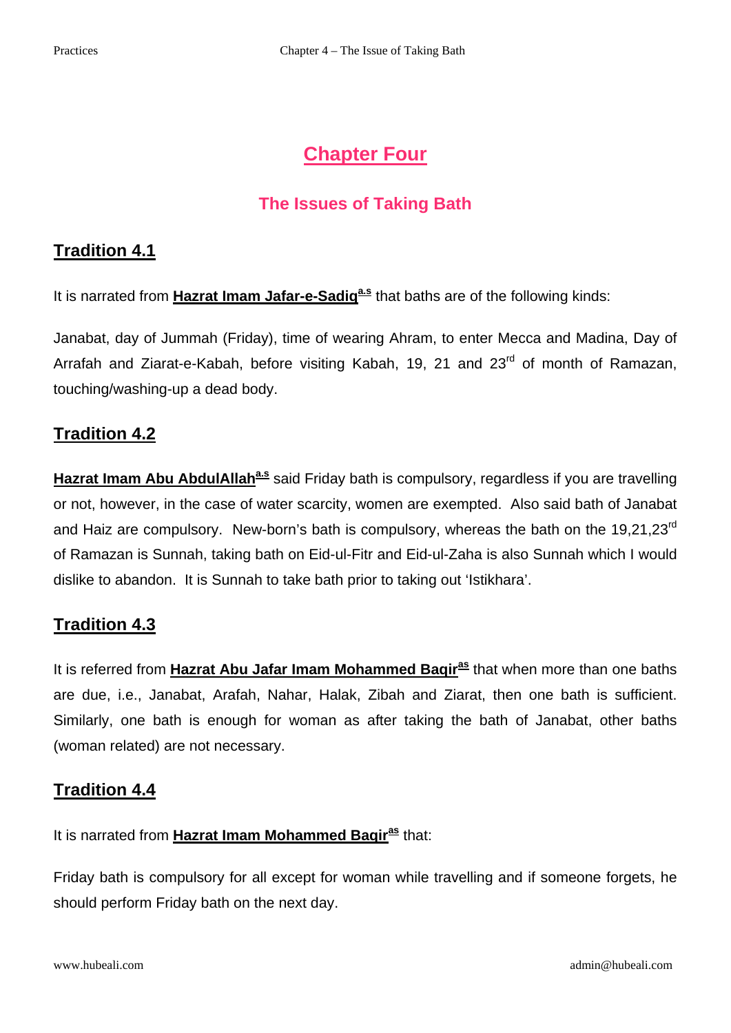# Chapter Four

## The Issues of Taking Bath

### Tradition 4.1

It is narrated from **Hazrat Imam Jafar-e-Sadiq**[a.s] that baths are of the following kinds:

Janabat, day of Jummah (Friday), time of wearing Ahram, to enter Mecca and Madina, Day of Arrafah and Ziarat-e-Kabah, before visiting Kabah, 19, 21 and 23rd of month of Ramazan, touching/washing-up a dead body.

### Tradition 4.2

**Hazrat Imam Abu AbdulAllah**[a.s] said Friday bath is compulsory, regardless if you are travelling or not, however, in the case of water scarcity, women are exempted. Also said bath of Janabat and Haiz are compulsory. New-born's bath is compulsory, whereas the bath on the 19,21,23rd of Ramazan is Sunnah, taking bath on Eid-ul-Fitr and Eid-ul-Zaha is also Sunnah which I would dislike to abandon. It is Sunnah to take bath prior to taking out 'Istikhara'.

### Tradition 4.3

It is referred from **Hazrat Abu Jafar Imam Mohammed Baqir**[as] that when more than one baths are due, i.e., Janabat, Arafah, Nahar, Halak, Zibah and Ziarat, then one bath is sufficient. Similarly, one bath is enough for woman as after taking the bath of Janabat, other baths (woman related) are not necessary.

### Tradition 4.4

It is narrated from **Hazrat Imam Mohammed Baqir**[as] that:

Friday bath is compulsory for all except for woman while travelling and if someone forgets, he should perform Friday bath on the next day.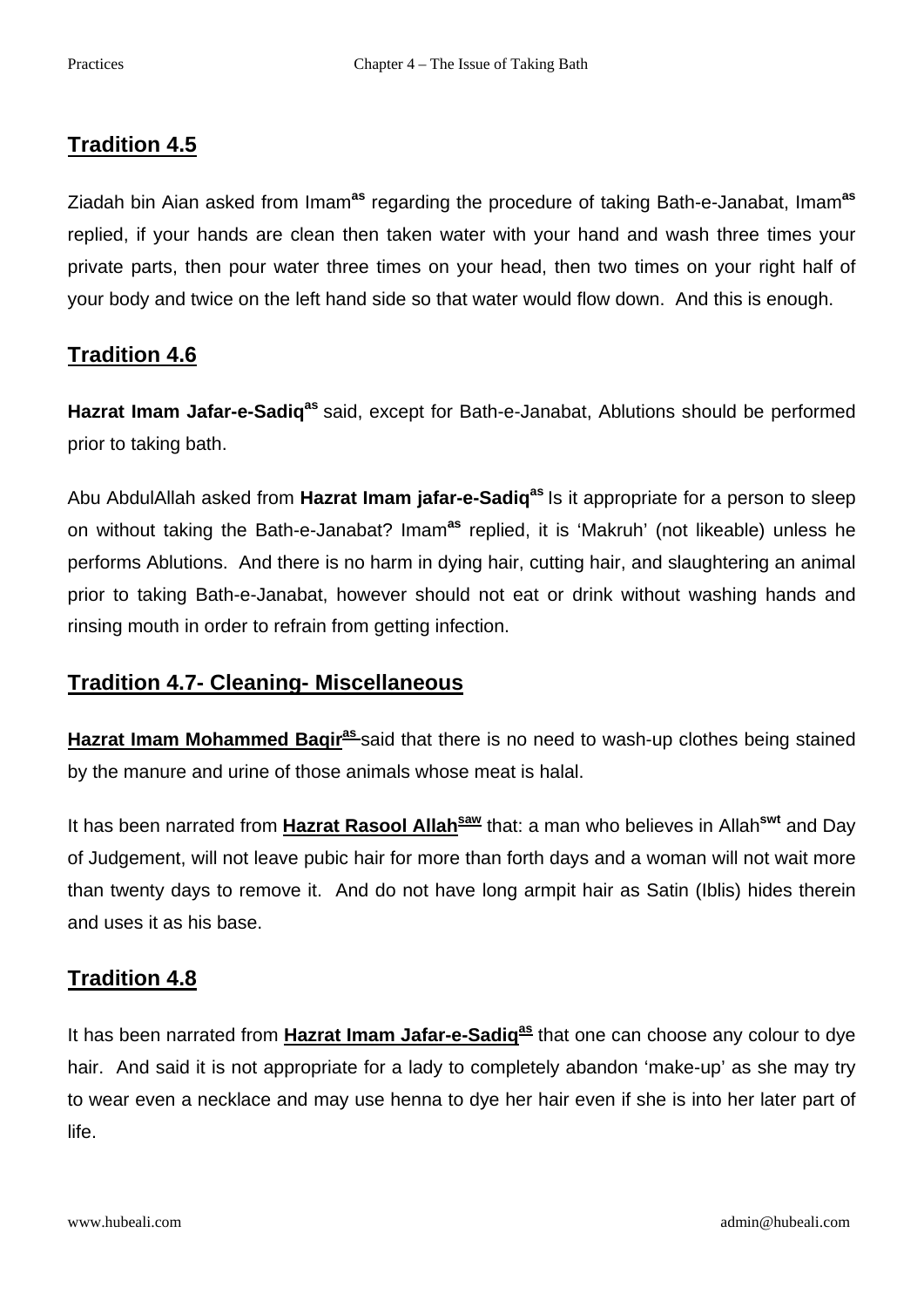## Tradition 4.5

Ziadah bin Aian asked from Imam[as] regarding the procedure of taking Bath-e-Janabat, Imam[as] replied, if your hands are clean then taken water with your hand and wash three times your private parts, then pour water three times on your head, then two times on your right half of your body and twice on the left hand side so that water would flow down. And this is enough.

## Tradition 4.6

**Hazrat Imam Jafar-e-Sadiq[as]** said, except for Bath-e-Janabat, Ablutions should be performed prior to taking bath.

Abu AbdulAllah asked from **Hazrat Imam jafar-e-Sadiq[as]** Is it appropriate for a person to sleep on without taking the Bath-e-Janabat? Imam[as] replied, it is 'Makruh' (not likeable) unless he performs Ablutions. And there is no harm in dying hair, cutting hair, and slaughtering an animal prior to taking Bath-e-Janabat, however should not eat or drink without washing hands and rinsing mouth in order to refrain from getting infection.

## Tradition 4.7- Cleaning- Miscellaneous

**Hazrat Imam Mohammed Baqir[as]** said that there is no need to wash-up clothes being stained by the manure and urine of those animals whose meat is halal.

It has been narrated from **Hazrat Rasool Allah[saw]** that: a man who believes in Allah[swt] and Day of Judgement, will not leave pubic hair for more than forth days and a woman will not wait more than twenty days to remove it. And do not have long armpit hair as Satin (Iblis) hides therein and uses it as his base.

## Tradition 4.8

It has been narrated from **Hazrat Imam Jafar-e-Sadiq[as]** that one can choose any colour to dye hair. And said it is not appropriate for a lady to completely abandon 'make-up' as she may try to wear even a necklace and may use henna to dye her hair even if she is into her later part of life.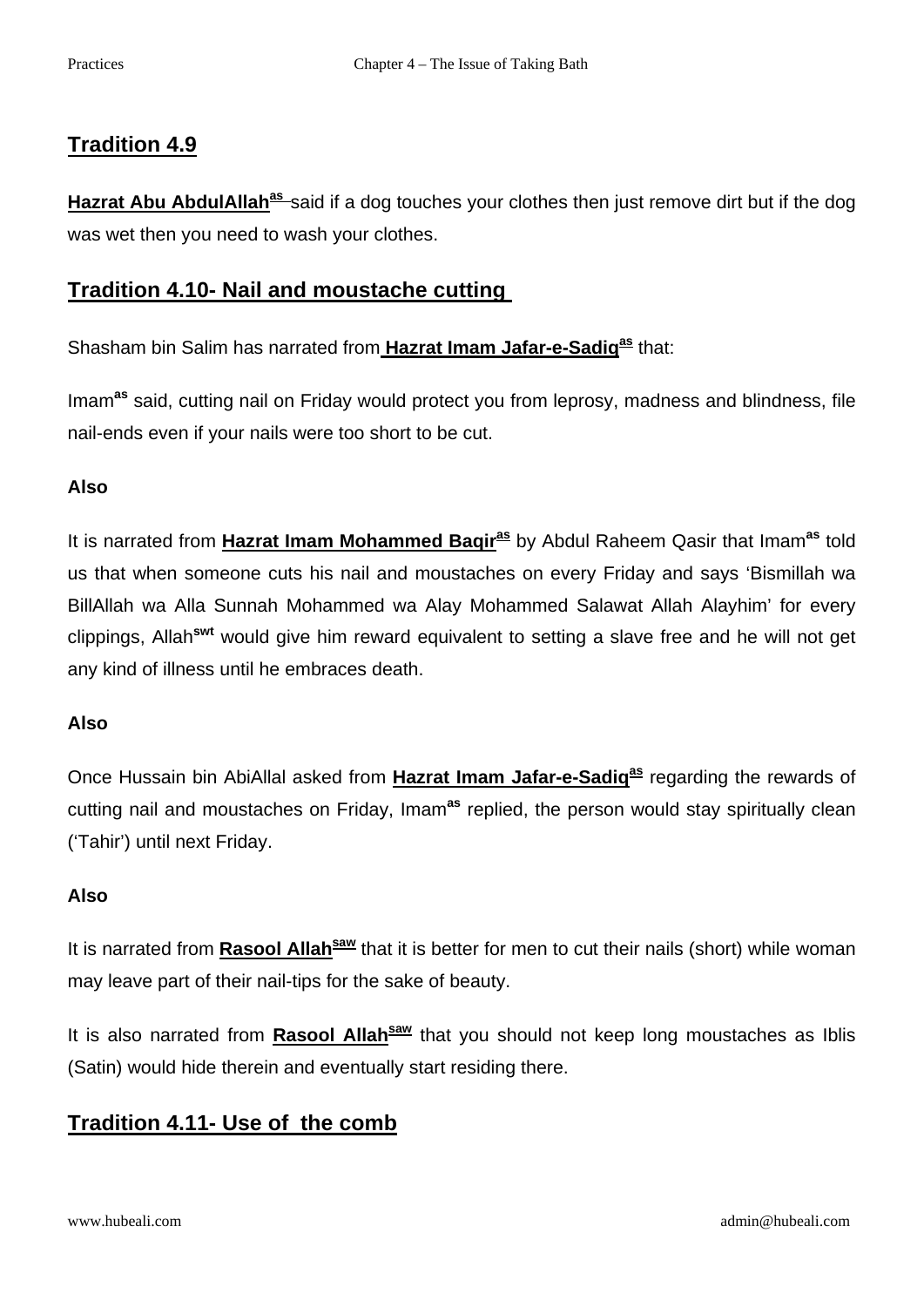## Tradition 4.9

**Hazrat Abu AbdulAllah[as]** said if a dog touches your clothes then just remove dirt but if the dog was wet then you need to wash your clothes.

## Tradition 4.10- Nail and moustache cutting

Shasham bin Salim has narrated from **Hazrat Imam Jafar-e-Sadiq[as]** that:

Imam[as] said, cutting nail on Friday would protect you from leprosy, madness and blindness, file nail-ends even if your nails were too short to be cut.

**Also**

It is narrated from **Hazrat Imam Mohammed Baqir[as]** by Abdul Raheem Qasir that Imam[as] told us that when someone cuts his nail and moustaches on every Friday and says 'Bismillah wa BillAllah wa Alla Sunnah Mohammed wa Alay Mohammed Salawat Allah Alayhim' for every clippings, Allah[swt] would give him reward equivalent to setting a slave free and he will not get any kind of illness until he embraces death.

**Also**

Once Hussain bin AbiAllal asked from **Hazrat Imam Jafar-e-Sadiq[as]** regarding the rewards of cutting nail and moustaches on Friday, Imam[as] replied, the person would stay spiritually clean ('Tahir') until next Friday.

**Also**

It is narrated from **Rasool Allah[saw]** that it is better for men to cut their nails (short) while woman may leave part of their nail-tips for the sake of beauty.

It is also narrated from **Rasool Allah[saw]** that you should not keep long moustaches as Iblis (Satin) would hide therein and eventually start residing there.

## Tradition 4.11- Use of the comb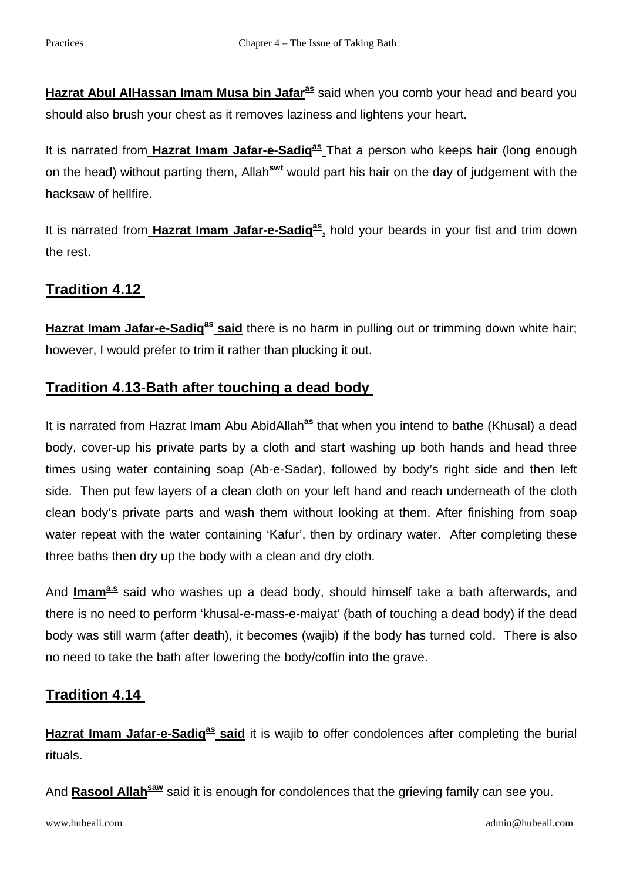**Hazrat Abul AlHassan Imam Musa bin Jafar[as]** said when you comb your head and beard you should also brush your chest as it removes laziness and lightens your heart.

It is narrated from **Hazrat Imam Jafar-e-Sadiq[as]** That a person who keeps hair (long enough on the head) without parting them, Allah[swt] would part his hair on the day of judgement with the hacksaw of hellfire.

It is narrated from **Hazrat Imam Jafar-e-Sadiq[as]**, hold your beards in your fist and trim down the rest.

## Tradition 4.12

**Hazrat Imam Jafar-e-Sadiq[as] said** there is no harm in pulling out or trimming down white hair; however, I would prefer to trim it rather than plucking it out.

## Tradition 4.13-Bath after touching a dead body

It is narrated from Hazrat Imam Abu AbidAllah[as] that when you intend to bathe (Khusal) a dead body, cover-up his private parts by a cloth and start washing up both hands and head three times using water containing soap (Ab-e-Sadar), followed by body's right side and then left side. Then put few layers of a clean cloth on your left hand and reach underneath of the cloth clean body's private parts and wash them without looking at them. After finishing from soap water repeat with the water containing 'Kafur', then by ordinary water. After completing these three baths then dry up the body with a clean and dry cloth.

And **Imam[a.s]** said who washes up a dead body, should himself take a bath afterwards, and there is no need to perform 'khusal-e-mass-e-maiyat' (bath of touching a dead body) if the dead body was still warm (after death), it becomes (wajib) if the body has turned cold. There is also no need to take the bath after lowering the body/coffin into the grave.

## Tradition 4.14

**Hazrat Imam Jafar-e-Sadiq[as] said** it is wajib to offer condolences after completing the burial rituals.

And **Rasool Allah[saw]** said it is enough for condolences that the grieving family can see you.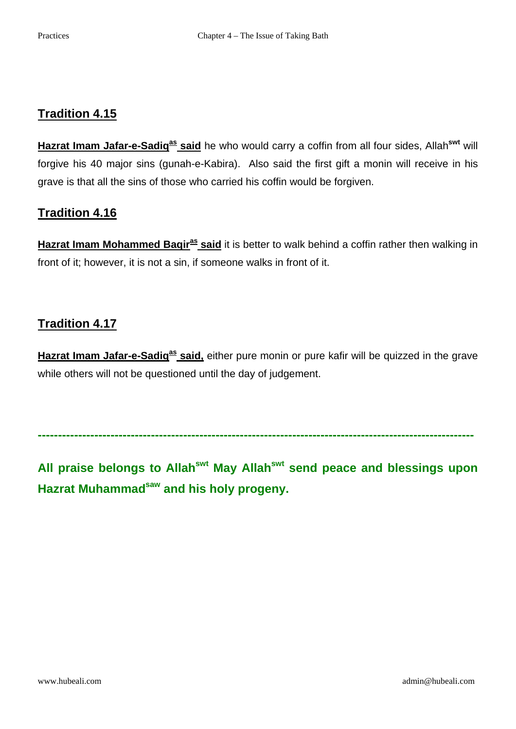## Tradition 4.15

**Hazrat Imam Jafar-e-Sadiq[as] said** he who would carry a coffin from all four sides, Allah[swt] will forgive his 40 major sins (gunah-e-Kabira). Also said the first gift a monin will receive in his grave is that all the sins of those who carried his coffin would be forgiven.

## Tradition 4.16

**Hazrat Imam Mohammed Baqir[as] said** it is better to walk behind a coffin rather then walking in front of it; however, it is not a sin, if someone walks in front of it.

## Tradition 4.17

**Hazrat Imam Jafar-e-Sadiq[as] said,** either pure monin or pure kafir will be quizzed in the grave while others will not be questioned until the day of judgement.

---

**All praise belongs to Allah[swt] May Allah[swt] send peace and blessings upon Hazrat Muhammad[saw] and his holy progeny.**